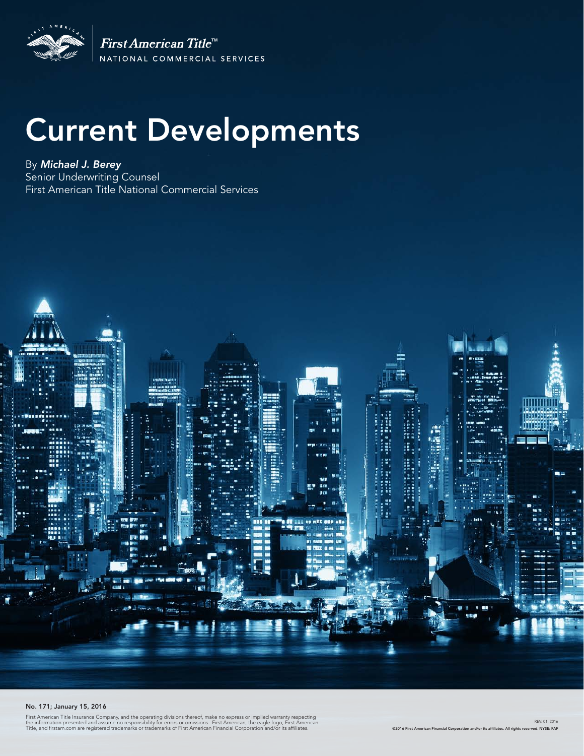First American Title™
NATIONAL COMMERCIAL SERVICES

# Current Developments

By ***Michael J. Berey***
Senior Underwriting Counsel
First American Title National Commercial Services

**No. 171; January 15, 2016**

First American Title Insurance Company, and the operating divisions thereof, make no express or implied warranty respecting the information presented and assume no responsibility for errors or omissions. First American, the eagle logo, First American Title, and firstam.com are registered trademarks or trademarks of First American Financial Corporation and/or its affiliates.

REV 01, 2016

**©2016 First American Financial Corporation and/or its affiliates. All rights reserved. NYSE: FAF**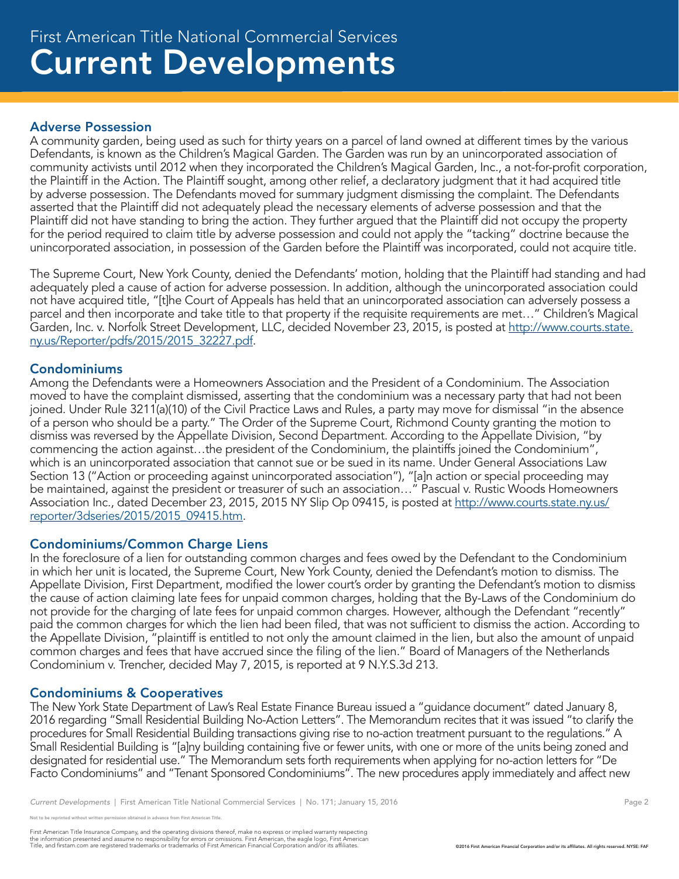## Adverse Possession

A community garden, being used as such for thirty years on a parcel of land owned at different times by the various Defendants, is known as the Children's Magical Garden. The Garden was run by an unincorporated association of community activists until 2012 when they incorporated the Children's Magical Garden, Inc., a not-for-profit corporation, the Plaintiff in the Action. The Plaintiff sought, among other relief, a declaratory judgment that it had acquired title by adverse possession. The Defendants moved for summary judgment dismissing the complaint. The Defendants asserted that the Plaintiff did not adequately plead the necessary elements of adverse possession and that the Plaintiff did not have standing to bring the action. They further argued that the Plaintiff did not occupy the property for the period required to claim title by adverse possession and could not apply the "tacking" doctrine because the unincorporated association, in possession of the Garden before the Plaintiff was incorporated, could not acquire title.

The Supreme Court, New York County, denied the Defendants' motion, holding that the Plaintiff had standing and had adequately pled a cause of action for adverse possession. In addition, although the unincorporated association could not have acquired title, "[t]he Court of Appeals has held that an unincorporated association can adversely possess a parcel and then incorporate and take title to that property if the requisite requirements are met…" Children's Magical Garden, Inc. v. Norfolk Street Development, LLC, decided November 23, 2015, is posted at [http://www.courts.state.ny.us/Reporter/pdfs/2015/2015_32227.pdf](http://www.courts.state.ny.us/Reporter/pdfs/2015/2015_32227.pdf).

## Condominiums

Among the Defendants were a Homeowners Association and the President of a Condominium. The Association moved to have the complaint dismissed, asserting that the condominium was a necessary party that had not been joined. Under Rule 3211(a)(10) of the Civil Practice Laws and Rules, a party may move for dismissal "in the absence of a person who should be a party." The Order of the Supreme Court, Richmond County granting the motion to dismiss was reversed by the Appellate Division, Second Department. According to the Appellate Division, "by commencing the action against…the president of the Condominium, the plaintiffs joined the Condominium", which is an unincorporated association that cannot sue or be sued in its name. Under General Associations Law Section 13 ("Action or proceeding against unincorporated association"), "[a]n action or special proceeding may be maintained, against the president or treasurer of such an association…" Pascual v. Rustic Woods Homeowners Association Inc., dated December 23, 2015, 2015 NY Slip Op 09415, is posted at [http://www.courts.state.ny.us/reporter/3dseries/2015/2015_09415.htm](http://www.courts.state.ny.us/reporter/3dseries/2015/2015_09415.htm).

## Condominiums/Common Charge Liens

In the foreclosure of a lien for outstanding common charges and fees owed by the Defendant to the Condominium in which her unit is located, the Supreme Court, New York County, denied the Defendant's motion to dismiss. The Appellate Division, First Department, modified the lower court's order by granting the Defendant's motion to dismiss the cause of action claiming late fees for unpaid common charges, holding that the By-Laws of the Condominium do not provide for the charging of late fees for unpaid common charges. However, although the Defendant "recently" paid the common charges for which the lien had been filed, that was not sufficient to dismiss the action. According to the Appellate Division, "plaintiff is entitled to not only the amount claimed in the lien, but also the amount of unpaid common charges and fees that have accrued since the filing of the lien." Board of Managers of the Netherlands Condominium v. Trencher, decided May 7, 2015, is reported at 9 N.Y.S.3d 213.

## Condominiums & Cooperatives

The New York State Department of Law's Real Estate Finance Bureau issued a "guidance document" dated January 8, 2016 regarding "Small Residential Building No-Action Letters". The Memorandum recites that it was issued "to clarify the procedures for Small Residential Building transactions giving rise to no-action treatment pursuant to the regulations." A Small Residential Building is "[a]ny building containing five or fewer units, with one or more of the units being zoned and designated for residential use." The Memorandum sets forth requirements when applying for no-action letters for "De Facto Condominiums" and "Tenant Sponsored Condominiums". The new procedures apply immediately and affect new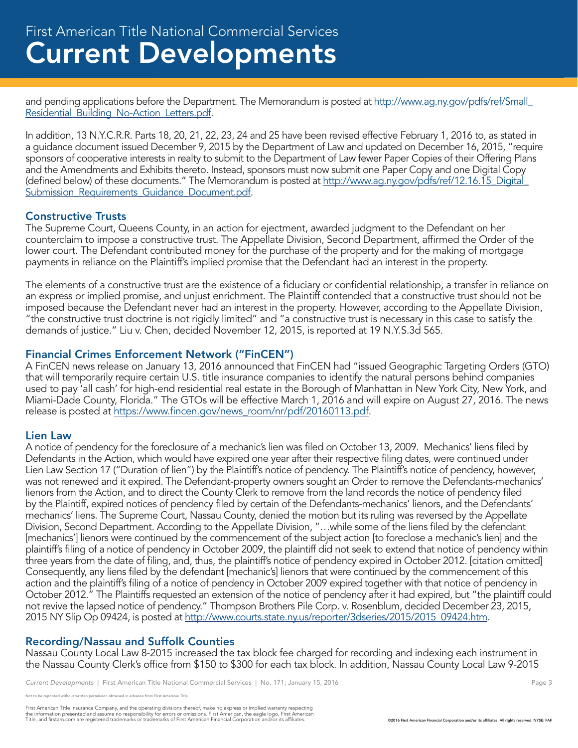and pending applications before the Department. The Memorandum is posted at [http://www.ag.ny.gov/pdfs/ref/Small_Residential_Building_No-Action_Letters.pdf](http://www.ag.ny.gov/pdfs/ref/Small_Residential_Building_No-Action_Letters.pdf).

In addition, 13 N.Y.C.R.R. Parts 18, 20, 21, 22, 23, 24 and 25 have been revised effective February 1, 2016 to, as stated in a guidance document issued December 9, 2015 by the Department of Law and updated on December 16, 2015, "require sponsors of cooperative interests in realty to submit to the Department of Law fewer Paper Copies of their Offering Plans and the Amendments and Exhibits thereto. Instead, sponsors must now submit one Paper Copy and one Digital Copy (defined below) of these documents." The Memorandum is posted at [http://www.ag.ny.gov/pdfs/ref/12.16.15_Digital_Submission_Requirements_Guidance_Document.pdf](http://www.ag.ny.gov/pdfs/ref/12.16.15_Digital_Submission_Requirements_Guidance_Document.pdf).

## Constructive Trusts

The Supreme Court, Queens County, in an action for ejectment, awarded judgment to the Defendant on her counterclaim to impose a constructive trust. The Appellate Division, Second Department, affirmed the Order of the lower court. The Defendant contributed money for the purchase of the property and for the making of mortgage payments in reliance on the Plaintiff's implied promise that the Defendant had an interest in the property.

The elements of a constructive trust are the existence of a fiduciary or confidential relationship, a transfer in reliance on an express or implied promise, and unjust enrichment. The Plaintiff contended that a constructive trust should not be imposed because the Defendant never had an interest in the property. However, according to the Appellate Division, "the constructive trust doctrine is not rigidly limited" and "a constructive trust is necessary in this case to satisfy the demands of justice." Liu v. Chen, decided November 12, 2015, is reported at 19 N.Y.S.3d 565.

## Financial Crimes Enforcement Network ("FinCEN")

A FinCEN news release on January 13, 2016 announced that FinCEN had "issued Geographic Targeting Orders (GTO) that will temporarily require certain U.S. title insurance companies to identify the natural persons behind companies used to pay 'all cash' for high-end residential real estate in the Borough of Manhattan in New York City, New York, and Miami-Dade County, Florida." The GTOs will be effective March 1, 2016 and will expire on August 27, 2016. The news release is posted at [https://www.fincen.gov/news_room/nr/pdf/20160113.pdf](https://www.fincen.gov/news_room/nr/pdf/20160113.pdf).

## Lien Law

A notice of pendency for the foreclosure of a mechanic's lien was filed on October 13, 2009. Mechanics' liens filed by Defendants in the Action, which would have expired one year after their respective filing dates, were continued under Lien Law Section 17 ("Duration of lien") by the Plaintiff's notice of pendency. The Plaintiff's notice of pendency, however, was not renewed and it expired. The Defendant-property owners sought an Order to remove the Defendants-mechanics' lienors from the Action, and to direct the County Clerk to remove from the land records the notice of pendency filed by the Plaintiff, expired notices of pendency filed by certain of the Defendants-mechanics' lienors, and the Defendants' mechanics' liens. The Supreme Court, Nassau County, denied the motion but its ruling was reversed by the Appellate Division, Second Department. According to the Appellate Division, "…while some of the liens filed by the defendant [mechanics'] lienors were continued by the commencement of the subject action [to foreclose a mechanic's lien] and the plaintiff's filing of a notice of pendency in October 2009, the plaintiff did not seek to extend that notice of pendency within three years from the date of filing, and, thus, the plaintiff's notice of pendency expired in October 2012. [citation omitted] Consequently, any liens filed by the defendant [mechanic's] lienors that were continued by the commencement of this action and the plaintiff's filing of a notice of pendency in October 2009 expired together with that notice of pendency in October 2012." The Plaintiffs requested an extension of the notice of pendency after it had expired, but "the plaintiff could not revive the lapsed notice of pendency." Thompson Brothers Pile Corp. v. Rosenblum, decided December 23, 2015, 2015 NY Slip Op 09424, is posted at [http://www.courts.state.ny.us/reporter/3dseries/2015/2015_09424.htm](http://www.courts.state.ny.us/reporter/3dseries/2015/2015_09424.htm).

## Recording/Nassau and Suffolk Counties

Nassau County Local Law 8-2015 increased the tax block fee charged for recording and indexing each instrument in the Nassau County Clerk's office from $150 to $300 for each tax block. In addition, Nassau County Local Law 9-2015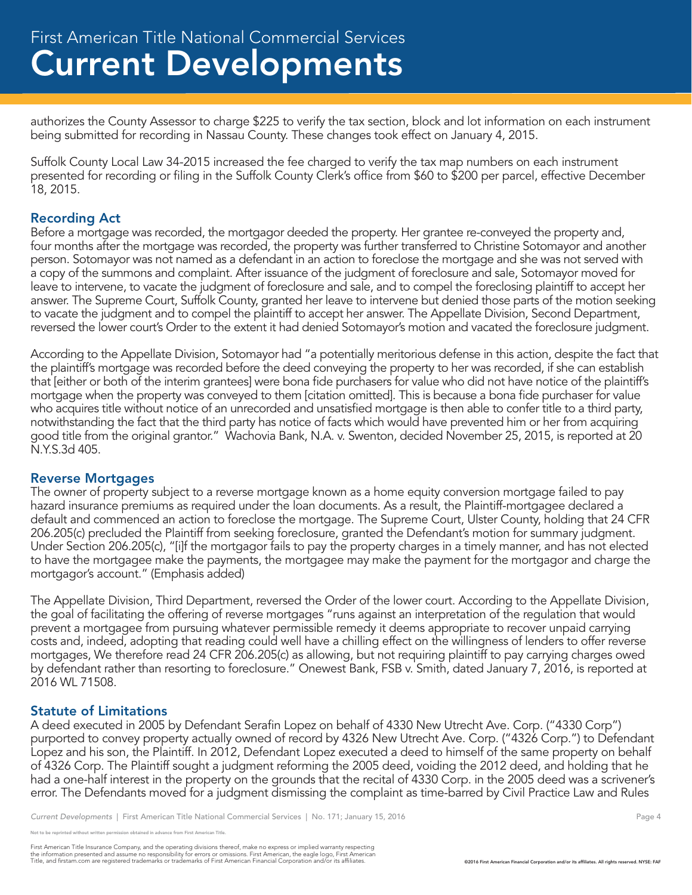authorizes the County Assessor to charge $225 to verify the tax section, block and lot information on each instrument being submitted for recording in Nassau County. These changes took effect on January 4, 2015.

Suffolk County Local Law 34-2015 increased the fee charged to verify the tax map numbers on each instrument presented for recording or filing in the Suffolk County Clerk's office from $60 to $200 per parcel, effective December 18, 2015.

## Recording Act

Before a mortgage was recorded, the mortgagor deeded the property. Her grantee re-conveyed the property and, four months after the mortgage was recorded, the property was further transferred to Christine Sotomayor and another person. Sotomayor was not named as a defendant in an action to foreclose the mortgage and she was not served with a copy of the summons and complaint. After issuance of the judgment of foreclosure and sale, Sotomayor moved for leave to intervene, to vacate the judgment of foreclosure and sale, and to compel the foreclosing plaintiff to accept her answer. The Supreme Court, Suffolk County, granted her leave to intervene but denied those parts of the motion seeking to vacate the judgment and to compel the plaintiff to accept her answer. The Appellate Division, Second Department, reversed the lower court's Order to the extent it had denied Sotomayor's motion and vacated the foreclosure judgment.

According to the Appellate Division, Sotomayor had "a potentially meritorious defense in this action, despite the fact that the plaintiff's mortgage was recorded before the deed conveying the property to her was recorded, if she can establish that [either or both of the interim grantees] were bona fide purchasers for value who did not have notice of the plaintiff's mortgage when the property was conveyed to them [citation omitted]. This is because a bona fide purchaser for value who acquires title without notice of an unrecorded and unsatisfied mortgage is then able to confer title to a third party, notwithstanding the fact that the third party has notice of facts which would have prevented him or her from acquiring good title from the original grantor." Wachovia Bank, N.A. v. Swenton, decided November 25, 2015, is reported at 20 N.Y.S.3d 405.

## Reverse Mortgages

The owner of property subject to a reverse mortgage known as a home equity conversion mortgage failed to pay hazard insurance premiums as required under the loan documents. As a result, the Plaintiff-mortgagee declared a default and commenced an action to foreclose the mortgage. The Supreme Court, Ulster County, holding that 24 CFR 206.205(c) precluded the Plaintiff from seeking foreclosure, granted the Defendant's motion for summary judgment. Under Section 206.205(c), "[i]f the mortgagor fails to pay the property charges in a timely manner, and has not elected to have the mortgagee make the payments, the mortgagee may make the payment for the mortgagor and charge the mortgagor's account." (Emphasis added)

The Appellate Division, Third Department, reversed the Order of the lower court. According to the Appellate Division, the goal of facilitating the offering of reverse mortgages "runs against an interpretation of the regulation that would prevent a mortgagee from pursuing whatever permissible remedy it deems appropriate to recover unpaid carrying costs and, indeed, adopting that reading could well have a chilling effect on the willingness of lenders to offer reverse mortgages, We therefore read 24 CFR 206.205(c) as allowing, but not requiring plaintiff to pay carrying charges owed by defendant rather than resorting to foreclosure." Onewest Bank, FSB v. Smith, dated January 7, 2016, is reported at 2016 WL 71508.

## Statute of Limitations

A deed executed in 2005 by Defendant Serafin Lopez on behalf of 4330 New Utrecht Ave. Corp. ("4330 Corp") purported to convey property actually owned of record by 4326 New Utrecht Ave. Corp. ("4326 Corp.") to Defendant Lopez and his son, the Plaintiff. In 2012, Defendant Lopez executed a deed to himself of the same property on behalf of 4326 Corp. The Plaintiff sought a judgment reforming the 2005 deed, voiding the 2012 deed, and holding that he had a one-half interest in the property on the grounds that the recital of 4330 Corp. in the 2005 deed was a scrivener's error. The Defendants moved for a judgment dismissing the complaint as time-barred by Civil Practice Law and Rules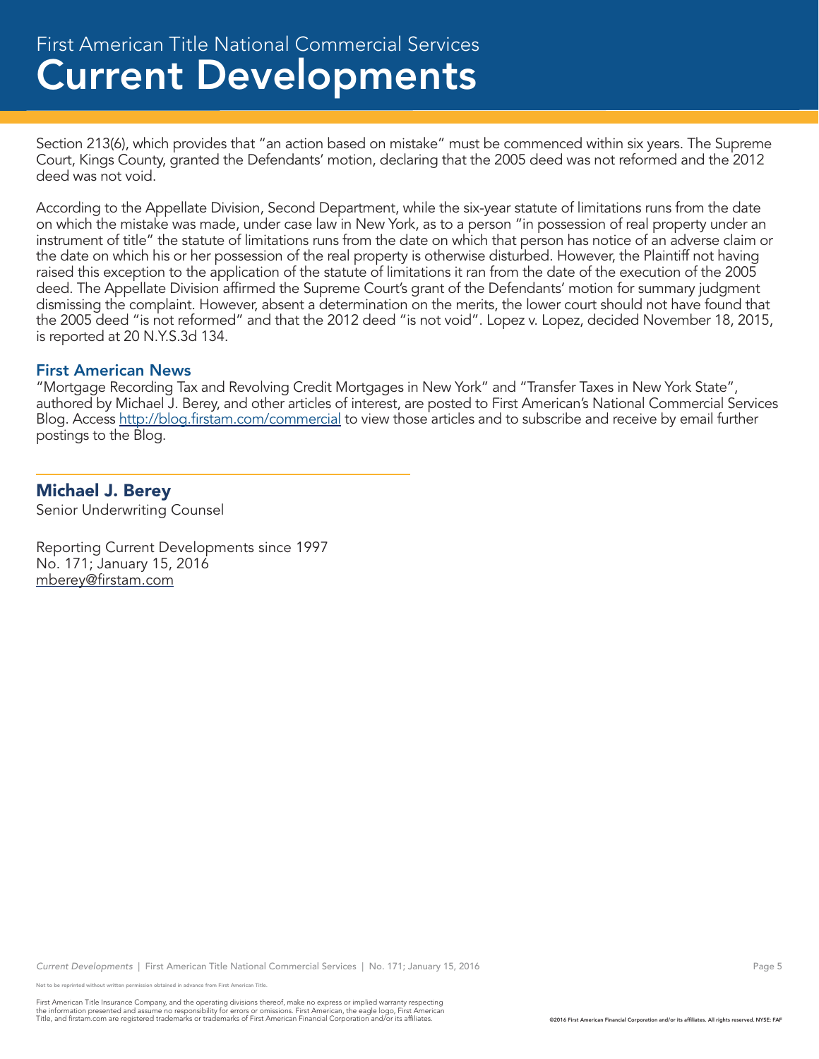Section 213(6), which provides that "an action based on mistake" must be commenced within six years. The Supreme Court, Kings County, granted the Defendants' motion, declaring that the 2005 deed was not reformed and the 2012 deed was not void.

According to the Appellate Division, Second Department, while the six-year statute of limitations runs from the date on which the mistake was made, under case law in New York, as to a person "in possession of real property under an instrument of title" the statute of limitations runs from the date on which that person has notice of an adverse claim or the date on which his or her possession of the real property is otherwise disturbed. However, the Plaintiff not having raised this exception to the application of the statute of limitations it ran from the date of the execution of the 2005 deed. The Appellate Division affirmed the Supreme Court's grant of the Defendants' motion for summary judgment dismissing the complaint. However, absent a determination on the merits, the lower court should not have found that the 2005 deed "is not reformed" and that the 2012 deed "is not void". Lopez v. Lopez, decided November 18, 2015, is reported at 20 N.Y.S.3d 134.

## First American News

"Mortgage Recording Tax and Revolving Credit Mortgages in New York" and "Transfer Taxes in New York State", authored by Michael J. Berey, and other articles of interest, are posted to First American's National Commercial Services Blog. Access http://blog.firstam.com/commercial to view those articles and to subscribe and receive by email further postings to the Blog.

---

**Michael J. Berey**
Senior Underwriting Counsel

Reporting Current Developments since 1997
No. 171; January 15, 2016
mberey@firstam.com

Not to be reprinted without written permission obtained in advance from First American Title.

First American Title Insurance Company, and the operating divisions thereof, make no express or implied warranty respecting the information presented and assume no responsibility for errors or omissions. First American, the eagle logo, First American Title, and firstam.com are registered trademarks or trademarks of First American Financial Corporation and/or its affiliates.

©2016 First American Financial Corporation and/or its affiliates. All rights reserved. NYSE: FAF